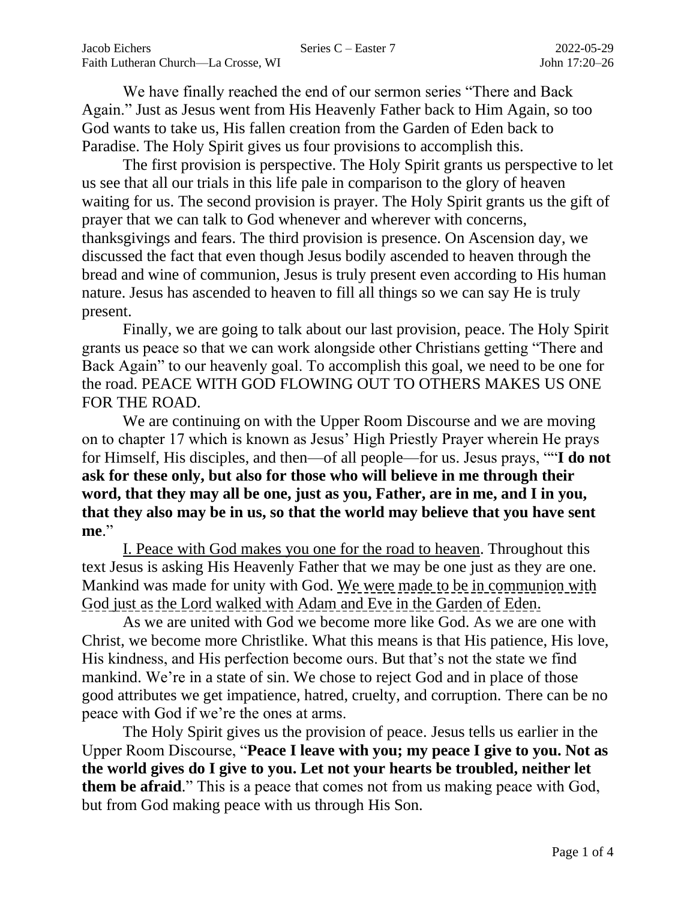Jacob Eichers | Series C – Easter 7 | 2022-05-29
Faith Lutheran Church—La Crosse, WI | John 17:20–26

We have finally reached the end of our sermon series "There and Back Again." Just as Jesus went from His Heavenly Father back to Him Again, so too God wants to take us, His fallen creation from the Garden of Eden back to Paradise. The Holy Spirit gives us four provisions to accomplish this.

The first provision is perspective. The Holy Spirit grants us perspective to let us see that all our trials in this life pale in comparison to the glory of heaven waiting for us. The second provision is prayer. The Holy Spirit grants us the gift of prayer that we can talk to God whenever and wherever with concerns, thanksgivings and fears. The third provision is presence. On Ascension day, we discussed the fact that even though Jesus bodily ascended to heaven through the bread and wine of communion, Jesus is truly present even according to His human nature. Jesus has ascended to heaven to fill all things so we can say He is truly present.

Finally, we are going to talk about our last provision, peace. The Holy Spirit grants us peace so that we can work alongside other Christians getting "There and Back Again" to our heavenly goal. To accomplish this goal, we need to be one for the road. PEACE WITH GOD FLOWING OUT TO OTHERS MAKES US ONE FOR THE ROAD.

We are continuing on with the Upper Room Discourse and we are moving on to chapter 17 which is known as Jesus' High Priestly Prayer wherein He prays for Himself, His disciples, and then—of all people—for us. Jesus prays, ""**I do not ask for these only, but also for those who will believe in me through their word, that they may all be one, just as you, Father, are in me, and I in you, that they also may be in us, so that the world may believe that you have sent me**."

<u>I. Peace with God makes you one for the road to heaven</u>. Throughout this text Jesus is asking His Heavenly Father that we may be one just as they are one. Mankind was made for unity with God. <u>We were made to be in communion with God just as the Lord walked with Adam and Eve in the Garden of Eden.</u>

As we are united with God we become more like God. As we are one with Christ, we become more Christlike. What this means is that His patience, His love, His kindness, and His perfection become ours. But that's not the state we find mankind. We're in a state of sin. We chose to reject God and in place of those good attributes we get impatience, hatred, cruelty, and corruption. There can be no peace with God if we're the ones at arms.

The Holy Spirit gives us the provision of peace. Jesus tells us earlier in the Upper Room Discourse, "**Peace I leave with you; my peace I give to you. Not as the world gives do I give to you. Let not your hearts be troubled, neither let them be afraid**." This is a peace that comes not from us making peace with God, but from God making peace with us through His Son.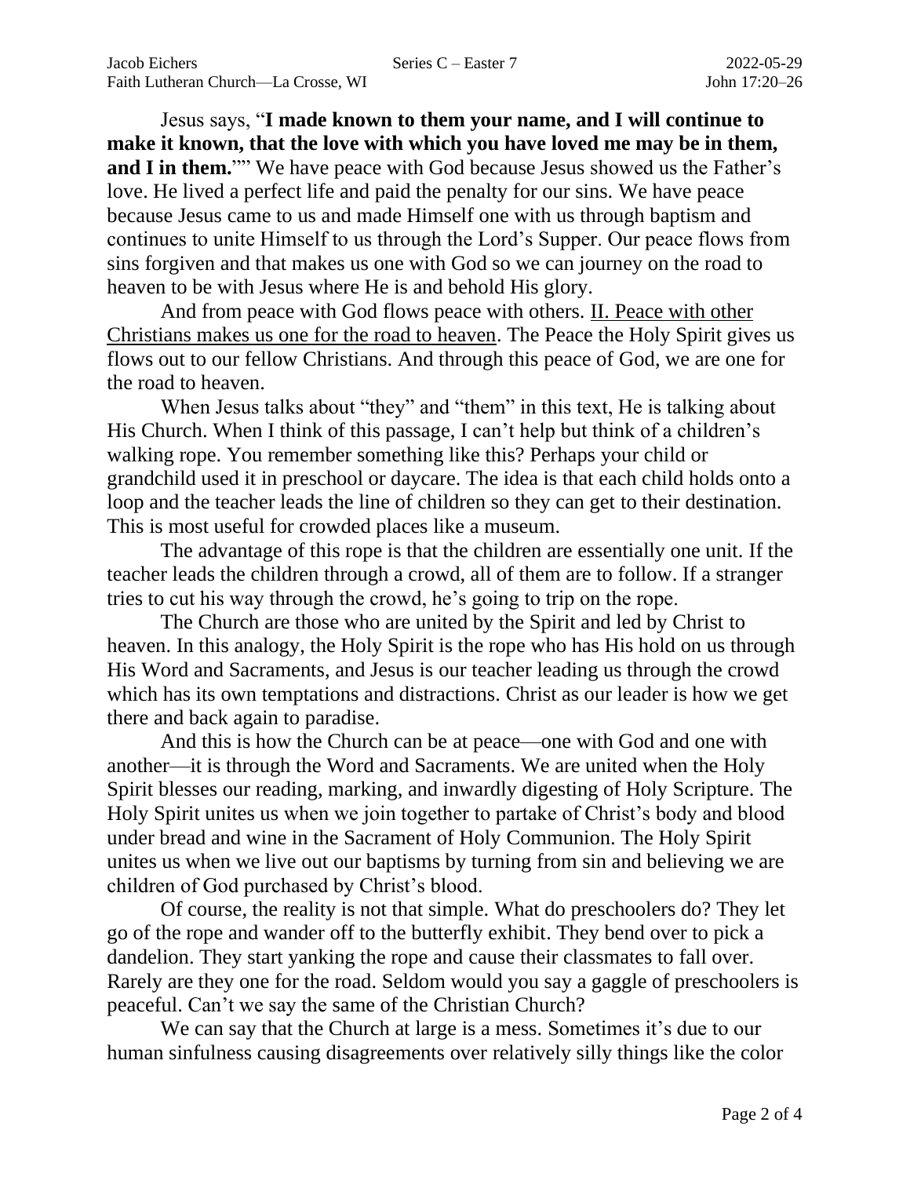Jesus says, "**I made known to them your name, and I will continue to make it known, that the love with which you have loved me may be in them, and I in them.**"" We have peace with God because Jesus showed us the Father's love. He lived a perfect life and paid the penalty for our sins. We have peace because Jesus came to us and made Himself one with us through baptism and continues to unite Himself to us through the Lord's Supper. Our peace flows from sins forgiven and that makes us one with God so we can journey on the road to heaven to be with Jesus where He is and behold His glory.

And from peace with God flows peace with others. <u>II. Peace with other Christians makes us one for the road to heaven</u>. The Peace the Holy Spirit gives us flows out to our fellow Christians. And through this peace of God, we are one for the road to heaven.

When Jesus talks about "they" and "them" in this text, He is talking about His Church. When I think of this passage, I can't help but think of a children's walking rope. You remember something like this? Perhaps your child or grandchild used it in preschool or daycare. The idea is that each child holds onto a loop and the teacher leads the line of children so they can get to their destination. This is most useful for crowded places like a museum.

The advantage of this rope is that the children are essentially one unit. If the teacher leads the children through a crowd, all of them are to follow. If a stranger tries to cut his way through the crowd, he's going to trip on the rope.

The Church are those who are united by the Spirit and led by Christ to heaven. In this analogy, the Holy Spirit is the rope who has His hold on us through His Word and Sacraments, and Jesus is our teacher leading us through the crowd which has its own temptations and distractions. Christ as our leader is how we get there and back again to paradise.

And this is how the Church can be at peace—one with God and one with another—it is through the Word and Sacraments. We are united when the Holy Spirit blesses our reading, marking, and inwardly digesting of Holy Scripture. The Holy Spirit unites us when we join together to partake of Christ's body and blood under bread and wine in the Sacrament of Holy Communion. The Holy Spirit unites us when we live out our baptisms by turning from sin and believing we are children of God purchased by Christ's blood.

Of course, the reality is not that simple. What do preschoolers do? They let go of the rope and wander off to the butterfly exhibit. They bend over to pick a dandelion. They start yanking the rope and cause their classmates to fall over. Rarely are they one for the road. Seldom would you say a gaggle of preschoolers is peaceful. Can't we say the same of the Christian Church?

We can say that the Church at large is a mess. Sometimes it's due to our human sinfulness causing disagreements over relatively silly things like the color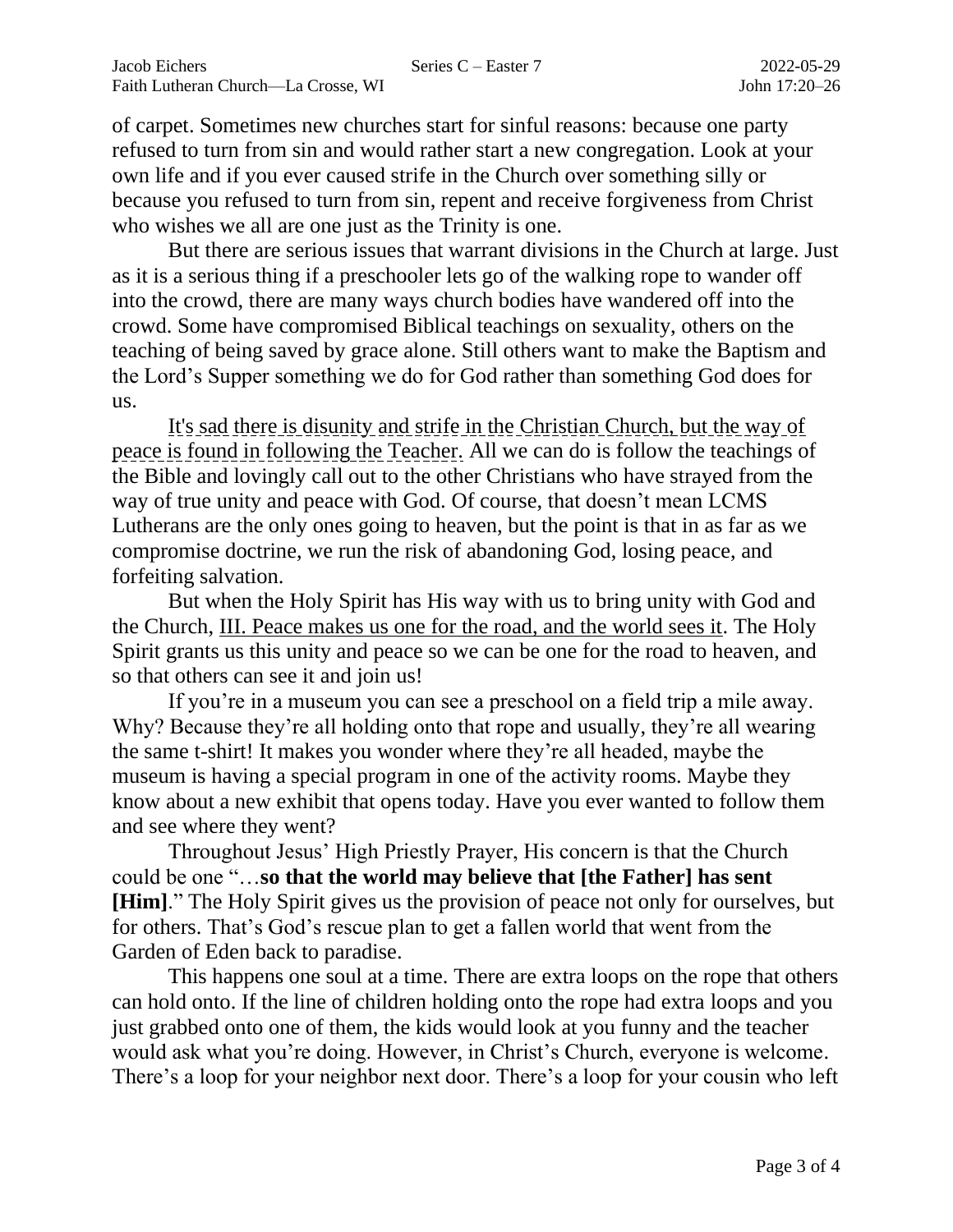of carpet. Sometimes new churches start for sinful reasons: because one party refused to turn from sin and would rather start a new congregation. Look at your own life and if you ever caused strife in the Church over something silly or because you refused to turn from sin, repent and receive forgiveness from Christ who wishes we all are one just as the Trinity is one.

But there are serious issues that warrant divisions in the Church at large. Just as it is a serious thing if a preschooler lets go of the walking rope to wander off into the crowd, there are many ways church bodies have wandered off into the crowd. Some have compromised Biblical teachings on sexuality, others on the teaching of being saved by grace alone. Still others want to make the Baptism and the Lord's Supper something we do for God rather than something God does for us.

It's sad there is disunity and strife in the Christian Church, but the way of peace is found in following the Teacher. All we can do is follow the teachings of the Bible and lovingly call out to the other Christians who have strayed from the way of true unity and peace with God. Of course, that doesn't mean LCMS Lutherans are the only ones going to heaven, but the point is that in as far as we compromise doctrine, we run the risk of abandoning God, losing peace, and forfeiting salvation.

But when the Holy Spirit has His way with us to bring unity with God and the Church, III. Peace makes us one for the road, and the world sees it. The Holy Spirit grants us this unity and peace so we can be one for the road to heaven, and so that others can see it and join us!

If you're in a museum you can see a preschool on a field trip a mile away. Why? Because they're all holding onto that rope and usually, they're all wearing the same t-shirt! It makes you wonder where they're all headed, maybe the museum is having a special program in one of the activity rooms. Maybe they know about a new exhibit that opens today. Have you ever wanted to follow them and see where they went?

Throughout Jesus' High Priestly Prayer, His concern is that the Church could be one "…**so that the world may believe that [the Father] has sent [Him]**." The Holy Spirit gives us the provision of peace not only for ourselves, but for others. That's God's rescue plan to get a fallen world that went from the Garden of Eden back to paradise.

This happens one soul at a time. There are extra loops on the rope that others can hold onto. If the line of children holding onto the rope had extra loops and you just grabbed onto one of them, the kids would look at you funny and the teacher would ask what you're doing. However, in Christ's Church, everyone is welcome. There's a loop for your neighbor next door. There's a loop for your cousin who left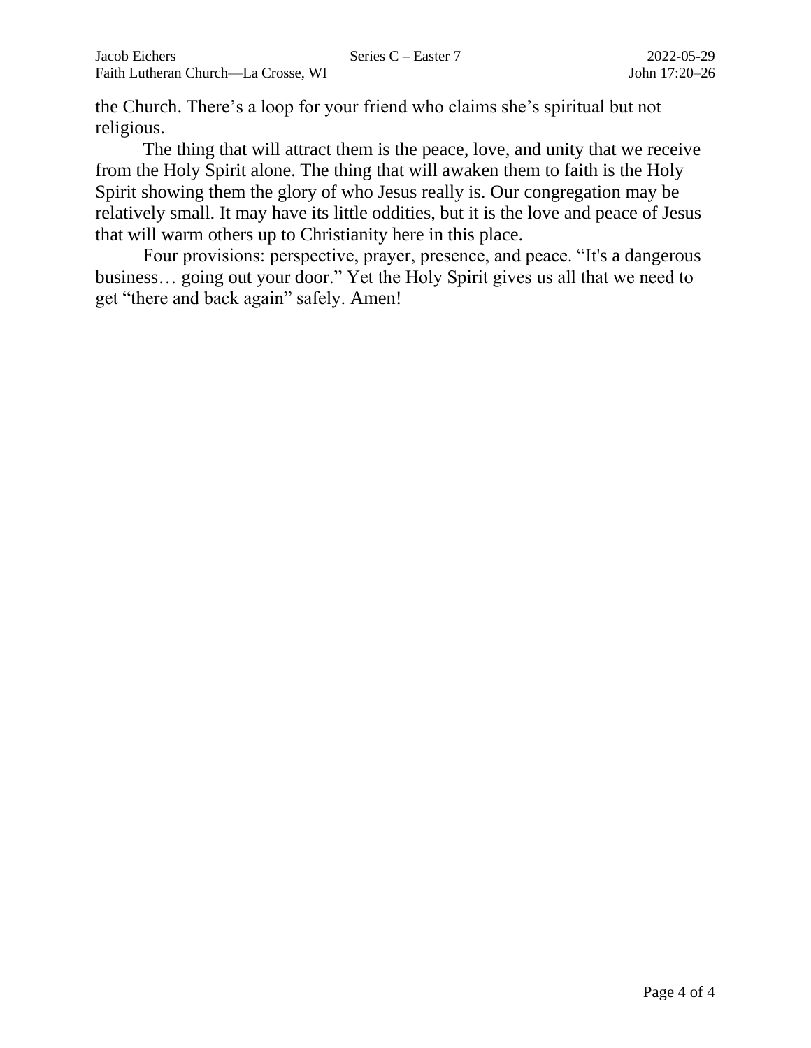the Church. There's a loop for your friend who claims she's spiritual but not religious.

The thing that will attract them is the peace, love, and unity that we receive from the Holy Spirit alone. The thing that will awaken them to faith is the Holy Spirit showing them the glory of who Jesus really is. Our congregation may be relatively small. It may have its little oddities, but it is the love and peace of Jesus that will warm others up to Christianity here in this place.

Four provisions: perspective, prayer, presence, and peace. "It's a dangerous business… going out your door." Yet the Holy Spirit gives us all that we need to get "there and back again" safely. Amen!